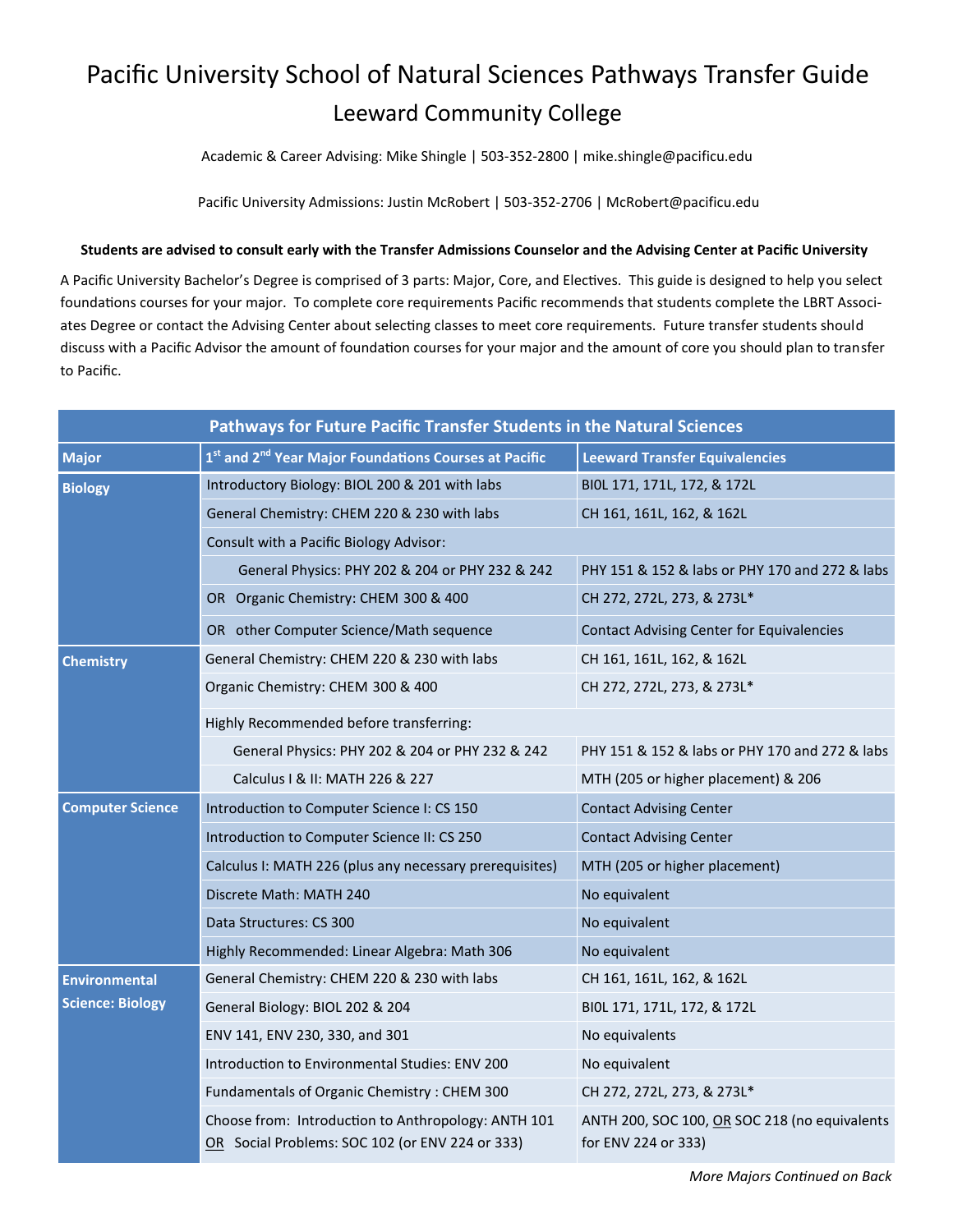# Pacific University School of Natural Sciences Pathways Transfer Guide

## Leeward Community College

Academic & Career Advising: Mike Shingle | 503-352-2800 | mike.shingle@pacificu.edu

Pacific University Admissions: Justin McRobert | 503-352-2706 | McRobert@pacificu.edu

**Students are advised to consult early with the Transfer Admissions Counselor and the Advising Center at Pacific University**

A Pacific University Bachelor's Degree is comprised of 3 parts: Major, Core, and Electives. This guide is designed to help you select foundations courses for your major. To complete core requirements Pacific recommends that students complete the LBRT Associates Degree or contact the Advising Center about selecting classes to meet core requirements. Future transfer students should discuss with a Pacific Advisor the amount of foundation courses for your major and the amount of core you should plan to transfer to Pacific.

| Pathways for Future Pacific Transfer Students in the Natural Sciences | | |
|---|---|---|
| **Major** | **1st and 2nd Year Major Foundations Courses at Pacific** | **Leeward Transfer Equivalencies** |
| **Biology** | Introductory Biology: BIOL 200 & 201 with labs | BIOL 171, 171L, 172, & 172L |
| | General Chemistry: CHEM 220 & 230 with labs | CH 161, 161L, 162, & 162L |
| | Consult with a Pacific Biology Advisor: | |
| | General Physics: PHY 202 & 204 or PHY 232 & 242 | PHY 151 & 152 & labs or PHY 170 and 272 & labs |
| | OR Organic Chemistry: CHEM 300 & 400 | CH 272, 272L, 273, & 273L* |
| | OR other Computer Science/Math sequence | Contact Advising Center for Equivalencies |
| **Chemistry** | General Chemistry: CHEM 220 & 230 with labs | CH 161, 161L, 162, & 162L |
| | Organic Chemistry: CHEM 300 & 400 | CH 272, 272L, 273, & 273L* |
| | Highly Recommended before transferring: | |
| | General Physics: PHY 202 & 204 or PHY 232 & 242 | PHY 151 & 152 & labs or PHY 170 and 272 & labs |
| | Calculus I & II: MATH 226 & 227 | MTH (205 or higher placement) & 206 |
| **Computer Science** | Introduction to Computer Science I: CS 150 | Contact Advising Center |
| | Introduction to Computer Science II: CS 250 | Contact Advising Center |
| | Calculus I: MATH 226 (plus any necessary prerequisites) | MTH (205 or higher placement) |
| | Discrete Math: MATH 240 | No equivalent |
| | Data Structures: CS 300 | No equivalent |
| | Highly Recommended: Linear Algebra: Math 306 | No equivalent |
| **Environmental Science: Biology** | General Chemistry: CHEM 220 & 230 with labs | CH 161, 161L, 162, & 162L |
| | General Biology: BIOL 202 & 204 | BIOL 171, 171L, 172, & 172L |
| | ENV 141, ENV 230, 330, and 301 | No equivalents |
| | Introduction to Environmental Studies: ENV 200 | No equivalent |
| | Fundamentals of Organic Chemistry : CHEM 300 | CH 272, 272L, 273, & 273L* |
| | Choose from: Introduction to Anthropology: ANTH 101 OR Social Problems: SOC 102 (or ENV 224 or 333) | ANTH 200, SOC 100, OR SOC 218 (no equivalents for ENV 224 or 333) |

*More Majors Continued on Back*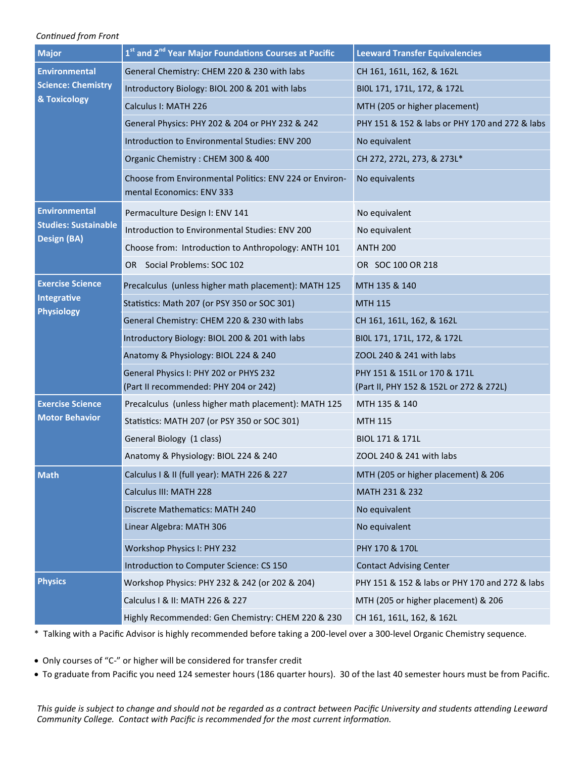*Continued from Front*

| Major | 1st and 2nd Year Major Foundations Courses at Pacific | Leeward Transfer Equivalencies |
|---|---|---|
| Environmental Science: Chemistry & Toxicology | General Chemistry: CHEM 220 & 230 with labs | CH 161, 161L, 162, & 162L |
| | Introductory Biology: BIOL 200 & 201 with labs | BIOL 171, 171L, 172, & 172L |
| | Calculus I: MATH 226 | MTH (205 or higher placement) |
| | General Physics: PHY 202 & 204 or PHY 232 & 242 | PHY 151 & 152 & labs or PHY 170 and 272 & labs |
| | Introduction to Environmental Studies: ENV 200 | No equivalent |
| | Organic Chemistry : CHEM 300 & 400 | CH 272, 272L, 273, & 273L* |
| | Choose from Environmental Politics: ENV 224 or Environmental Economics: ENV 333 | No equivalents |
| Environmental Studies: Sustainable Design (BA) | Permaculture Design I: ENV 141 | No equivalent |
| | Introduction to Environmental Studies: ENV 200 | No equivalent |
| | Choose from: Introduction to Anthropology: ANTH 101 | ANTH 200 |
| | OR Social Problems: SOC 102 | OR SOC 100 OR 218 |
| Exercise Science Integrative Physiology | Precalculus (unless higher math placement): MATH 125 | MTH 135 & 140 |
| | Statistics: Math 207 (or PSY 350 or SOC 301) | MTH 115 |
| | General Chemistry: CHEM 220 & 230 with labs | CH 161, 161L, 162, & 162L |
| | Introductory Biology: BIOL 200 & 201 with labs | BIOL 171, 171L, 172, & 172L |
| | Anatomy & Physiology: BIOL 224 & 240 | ZOOL 240 & 241 with labs |
| | General Physics I: PHY 202 or PHYS 232 (Part II recommended: PHY 204 or 242) | PHY 151 & 151L or 170 & 171L (Part II, PHY 152 & 152L or 272 & 272L) |
| Exercise Science Motor Behavior | Precalculus (unless higher math placement): MATH 125 | MTH 135 & 140 |
| | Statistics: MATH 207 (or PSY 350 or SOC 301) | MTH 115 |
| | General Biology (1 class) | BIOL 171 & 171L |
| | Anatomy & Physiology: BIOL 224 & 240 | ZOOL 240 & 241 with labs |
| Math | Calculus I & II (full year): MATH 226 & 227 | MTH (205 or higher placement) & 206 |
| | Calculus III: MATH 228 | MATH 231 & 232 |
| | Discrete Mathematics: MATH 240 | No equivalent |
| | Linear Algebra: MATH 306 | No equivalent |
| | Workshop Physics I: PHY 232 | PHY 170 & 170L |
| | Introduction to Computer Science: CS 150 | Contact Advising Center |
| Physics | Workshop Physics: PHY 232 & 242 (or 202 & 204) | PHY 151 & 152 & labs or PHY 170 and 272 & labs |
| | Calculus I & II: MATH 226 & 227 | MTH (205 or higher placement) & 206 |
| | Highly Recommended: Gen Chemistry: CHEM 220 & 230 | CH 161, 161L, 162, & 162L |

* Talking with a Pacific Advisor is highly recommended before taking a 200-level over a 300-level Organic Chemistry sequence.

- Only courses of "C-" or higher will be considered for transfer credit
- To graduate from Pacific you need 124 semester hours (186 quarter hours). 30 of the last 40 semester hours must be from Pacific.

*This guide is subject to change and should not be regarded as a contract between Pacific University and students attending Leeward Community College. Contact with Pacific is recommended for the most current information.*